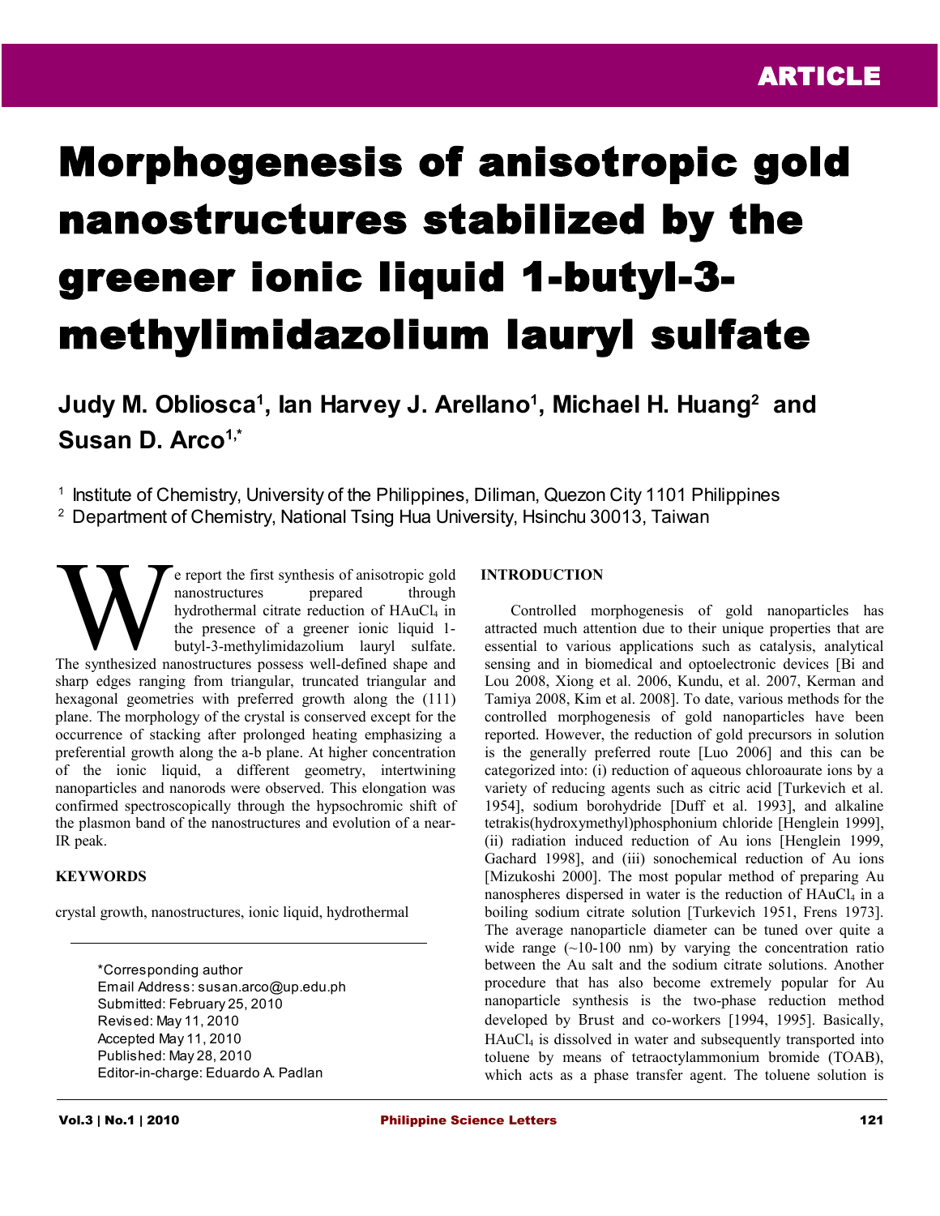ARTICLE

# Morphogenesis of anisotropic gold nanostructures stabilized by the greener ionic liquid 1-butyl-3-methylimidazolium lauryl sulfate

**Judy M. Obliosca[1], Ian Harvey J. Arellano[1], Michael H. Huang[2] and Susan D. Arco[1,*]**

[1] Institute of Chemistry, University of the Philippines, Diliman, Quezon City 1101 Philippines
[2] Department of Chemistry, National Tsing Hua University, Hsinchu 30013, Taiwan

We report the first synthesis of anisotropic gold nanostructures prepared through hydrothermal citrate reduction of $HAuCl_4$ in the presence of a greener ionic liquid 1-butyl-3-methylimidazolium lauryl sulfate. The synthesized nanostructures possess well-defined shape and sharp edges ranging from triangular, truncated triangular and hexagonal geometries with preferred growth along the (111) plane. The morphology of the crystal is conserved except for the occurrence of stacking after prolonged heating emphasizing a preferential growth along the a-b plane. At higher concentration of the ionic liquid, a different geometry, intertwining nanoparticles and nanorods were observed. This elongation was confirmed spectroscopically through the hypsochromic shift of the plasmon band of the nanostructures and evolution of a near-IR peak.

## KEYWORDS

crystal growth, nanostructures, ionic liquid, hydrothermal

*Corresponding author
Email Address: susan.arco@up.edu.ph
Submitted: February 25, 2010
Revised: May 11, 2010
Accepted May 11, 2010
Published: May 28, 2010
Editor-in-charge: Eduardo A. Padlan

## INTRODUCTION

Controlled morphogenesis of gold nanoparticles has attracted much attention due to their unique properties that are essential to various applications such as catalysis, analytical sensing and in biomedical and optoelectronic devices [Bi and Lou 2008, Xiong et al. 2006, Kundu, et al. 2007, Kerman and Tamiya 2008, Kim et al. 2008]. To date, various methods for the controlled morphogenesis of gold nanoparticles have been reported. However, the reduction of gold precursors in solution is the generally preferred route [Luo 2006] and this can be categorized into: (i) reduction of aqueous chloroaurate ions by a variety of reducing agents such as citric acid [Turkevich et al. 1954], sodium borohydride [Duff et al. 1993], and alkaline tetrakis(hydroxymethyl)phosphonium chloride [Henglein 1999], (ii) radiation induced reduction of Au ions [Henglein 1999, Gachard 1998], and (iii) sonochemical reduction of Au ions [Mizukoshi 2000]. The most popular method of preparing Au nanospheres dispersed in water is the reduction of $HAuCl_4$ in a boiling sodium citrate solution [Turkevich 1951, Frens 1973]. The average nanoparticle diameter can be tuned over quite a wide range (~10-100 nm) by varying the concentration ratio between the Au salt and the sodium citrate solutions. Another procedure that has also become extremely popular for Au nanoparticle synthesis is the two-phase reduction method developed by Brust and co-workers [1994, 1995]. Basically, $HAuCl_4$ is dissolved in water and subsequently transported into toluene by means of tetraoctylammonium bromide (TOAB), which acts as a phase transfer agent. The toluene solution is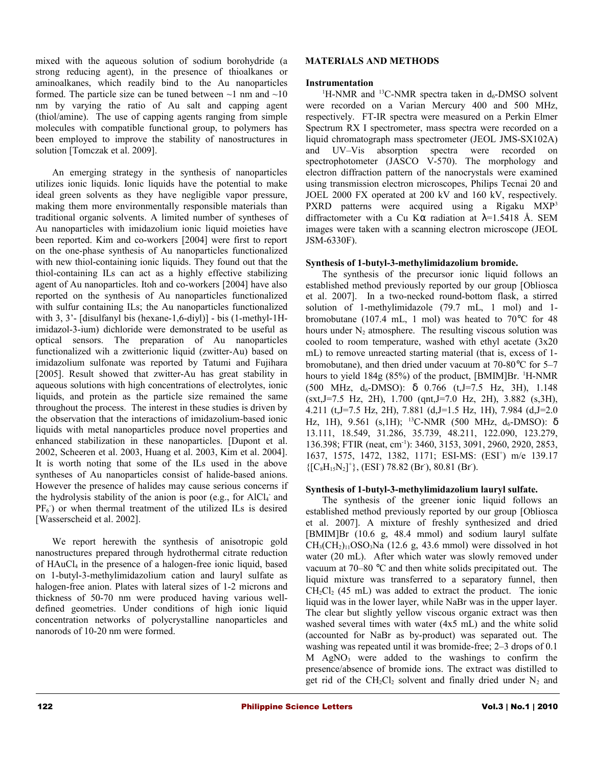mixed with the aqueous solution of sodium borohydride (a strong reducing agent), in the presence of thioalkanes or aminoalkanes, which readily bind to the Au nanoparticles formed. The particle size can be tuned between ~1 nm and ~10 nm by varying the ratio of Au salt and capping agent (thiol/amine). The use of capping agents ranging from simple molecules with compatible functional group, to polymers has been employed to improve the stability of nanostructures in solution [Tomczak et al. 2009].

An emerging strategy in the synthesis of nanoparticles utilizes ionic liquids. Ionic liquids have the potential to make ideal green solvents as they have negligible vapor pressure, making them more environmentally responsible materials than traditional organic solvents. A limited number of syntheses of Au nanoparticles with imidazolium ionic liquid moieties have been reported. Kim and co-workers [2004] were first to report on the one-phase synthesis of Au nanoparticles functionalized with new thiol-containing ionic liquids. They found out that the thiol-containing ILs can act as a highly effective stabilizing agent of Au nanoparticles. Itoh and co-workers [2004] have also reported on the synthesis of Au nanoparticles functionalized with sulfur containing ILs; the Au nanoparticles functionalized with 3, 3'- [disulfanyl bis (hexane-1,6-diyl)] - bis (1-methyl-1H-imidazol-3-ium) dichloride were demonstrated to be useful as optical sensors. The preparation of Au nanoparticles functionalized wih a zwitterionic liquid (zwitter-Au) based on imidazolium sulfonate was reported by Tatumi and Fujihara [2005]. Result showed that zwitter-Au has great stability in aqueous solutions with high concentrations of electrolytes, ionic liquids, and protein as the particle size remained the same throughout the process. The interest in these studies is driven by the observation that the interactions of imidazolium-based ionic liquids with metal nanoparticles produce novel properties and enhanced stabilization in these nanoparticles. [Dupont et al. 2002, Scheeren et al. 2003, Huang et al. 2003, Kim et al. 2004]. It is worth noting that some of the ILs used in the above syntheses of Au nanoparticles consist of halide-based anions. However the presence of halides may cause serious concerns if the hydrolysis stability of the anion is poor (e.g., for $AlCl_4^-$ and $PF_6^-$) or when thermal treatment of the utilized ILs is desired [Wasserscheid et al. 2002].

We report herewith the synthesis of anisotropic gold nanostructures prepared through hydrothermal citrate reduction of $HAuCl_4$ in the presence of a halogen-free ionic liquid, based on 1-butyl-3-methylimidazolium cation and lauryl sulfate as halogen-free anion. Plates with lateral sizes of 1-2 microns and thickness of 50-70 nm were produced having various well-defined geometries. Under conditions of high ionic liquid concentration networks of polycrystalline nanoparticles and nanorods of 10-20 nm were formed.

## MATERIALS AND METHODS

### Instrumentation

$^1$H-NMR and $^{13}$C-NMR spectra taken in $d_6$-DMSO solvent were recorded on a Varian Mercury 400 and 500 MHz, respectively. FT-IR spectra were measured on a Perkin Elmer Spectrum RX I spectrometer, mass spectra were recorded on a liquid chromatograph mass spectrometer (JEOL JMS-SX102A) and UV–Vis absorption spectra were recorded on spectrophotometer (JASCO V-570). The morphology and electron diffraction pattern of the nanocrystals were examined using transmission electron microscopes, Philips Tecnai 20 and JOEL 2000 FX operated at 200 kV and 160 kV, respectively. PXRD patterns were acquired using a Rigaku MXP$^3$ diffractometer with a Cu K$\alpha$ radiation at $\lambda$=1.5418 Å. SEM images were taken with a scanning electron microscope (JEOL JSM-6330F).

### Synthesis of 1-butyl-3-methylimidazolium bromide.

The synthesis of the precursor ionic liquid follows an established method previously reported by our group [Obliosca et al. 2007]. In a two-necked round-bottom flask, a stirred solution of 1-methylimidazole (79.7 mL, 1 mol) and 1-bromobutane (107.4 mL, 1 mol) was heated to 70°C for 48 hours under $N_2$ atmosphere. The resulting viscous solution was cooled to room temperature, washed with ethyl acetate (3x20 mL) to remove unreacted starting material (that is, excess of 1-bromobutane), and then dried under vacuum at 70-80°C for 5–7 hours to yield 184g (85%) of the product, [BMIM]Br. $^1$H-NMR (500 MHz, $d_6$-DMSO): $\delta$ 0.766 (t,J=7.5 Hz, 3H), 1.148 (sxt,J=7.5 Hz, 2H), 1.700 (qnt,J=7.0 Hz, 2H), 3.882 (s,3H), 4.211 (t,J=7.5 Hz, 2H), 7.881 (d,J=1.5 Hz, 1H), 7.984 (d,J=2.0 Hz, 1H), 9.561 (s,1H); $^{13}$C-NMR (500 MHz, $d_6$-DMSO): $\delta$ 13.111, 18.549, 31.286, 35.739, 48.211, 122.090, 123.279, 136.398; FTIR (neat, cm$^{-1}$): 3460, 3153, 3091, 2960, 2920, 2853, 1637, 1575, 1472, 1382, 1171; ESI-MS: (ESI$^+$) m/e 139.17 {$[C_8H_{15}N_2]^+$}, (ESI$^-$) 78.82 ($Br^-$), 80.81 ($Br^-$).

### Synthesis of 1-butyl-3-methylimidazolium lauryl sulfate.

The synthesis of the greener ionic liquid follows an established method previously reported by our group [Obliosca et al. 2007]. A mixture of freshly synthesized and dried [BMIM]Br (10.6 g, 48.4 mmol) and sodium lauryl sulfate $CH_3(CH_2)_{11}OSO_3Na$ (12.6 g, 43.6 mmol) were dissolved in hot water (20 mL). After which water was slowly removed under vacuum at 70–80 °C and then white solids precipitated out. The liquid mixture was transferred to a separatory funnel, then $CH_2Cl_2$ (45 mL) was added to extract the product. The ionic liquid was in the lower layer, while NaBr was in the upper layer. The clear but slightly yellow viscous organic extract was then washed several times with water (4x5 mL) and the white solid (accounted for NaBr as by-product) was separated out. The washing was repeated until it was bromide-free; 2–3 drops of 0.1 M $AgNO_3$ were added to the washings to confirm the presence/absence of bromide ions. The extract was distilled to get rid of the $CH_2Cl_2$ solvent and finally dried under $N_2$ and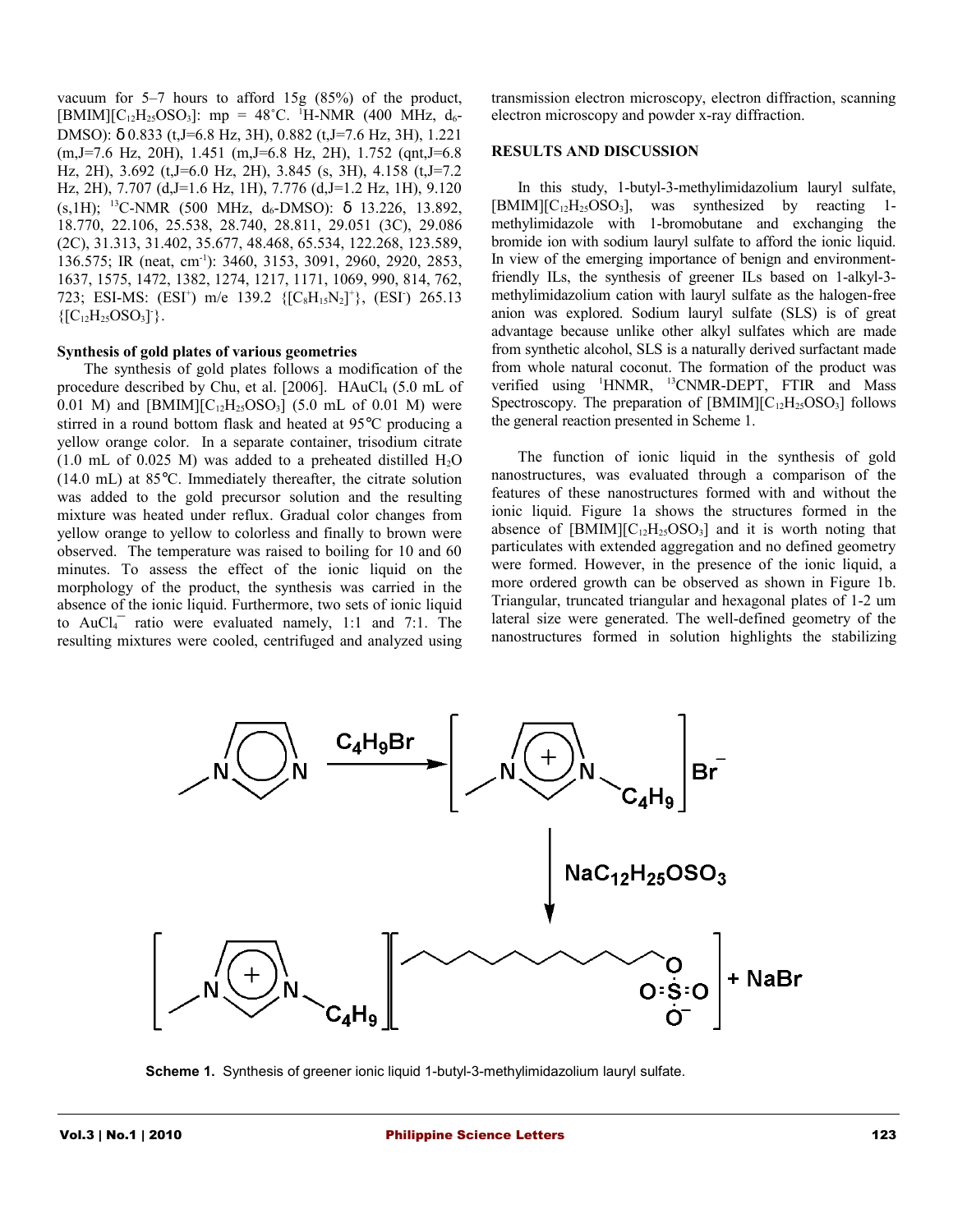vacuum for 5–7 hours to afford 15g (85%) of the product, [BMIM][$C_{12}H_{25}OSO_3$]: mp = 48˚C. $^1$H-NMR (400 MHz, $d_6$-DMSO): δ 0.833 (t,J=6.8 Hz, 3H), 0.882 (t,J=7.6 Hz, 3H), 1.221 (m,J=7.6 Hz, 20H), 1.451 (m,J=6.8 Hz, 2H), 1.752 (qnt,J=6.8 Hz, 2H), 3.692 (t,J=6.0 Hz, 2H), 3.845 (s, 3H), 4.158 (t,J=7.2 Hz, 2H), 7.707 (d,J=1.6 Hz, 1H), 7.776 (d,J=1.2 Hz, 1H), 9.120 (s,1H); $^{13}$C-NMR (500 MHz, $d_6$-DMSO): δ 13.226, 13.892, 18.770, 22.106, 25.538, 28.740, 28.811, 29.051 (3C), 29.086 (2C), 31.313, 31.402, 35.677, 48.468, 65.534, 122.268, 123.589, 136.575; IR (neat, cm$^{-1}$): 3460, 3153, 3091, 2960, 2920, 2853, 1637, 1575, 1472, 1382, 1274, 1217, 1171, 1069, 990, 814, 762, 723; ESI-MS: (ESI$^+$) m/e 139.2 {[$C_8H_{15}N_2$]$^+$}, (ESI$^-$) 265.13 {[$C_{12}H_{25}OSO_3$]$^-$}.

**Synthesis of gold plates of various geometries**

The synthesis of gold plates follows a modification of the procedure described by Chu, et al. [2006]. $HAuCl_4$ (5.0 mL of 0.01 M) and [BMIM][$C_{12}H_{25}OSO_3$] (5.0 mL of 0.01 M) were stirred in a round bottom flask and heated at 95℃ producing a yellow orange color. In a separate container, trisodium citrate (1.0 mL of 0.025 M) was added to a preheated distilled $H_2O$ (14.0 mL) at 85℃. Immediately thereafter, the citrate solution was added to the gold precursor solution and the resulting mixture was heated under reflux. Gradual color changes from yellow orange to yellow to colorless and finally to brown were observed. The temperature was raised to boiling for 10 and 60 minutes. To assess the effect of the ionic liquid on the morphology of the product, the synthesis was carried in the absence of the ionic liquid. Furthermore, two sets of ionic liquid to $AuCl_4^-$ ratio were evaluated namely, 1:1 and 7:1. The resulting mixtures were cooled, centrifuged and analyzed using transmission electron microscopy, electron diffraction, scanning electron microscopy and powder x-ray diffraction.

## RESULTS AND DISCUSSION

In this study, 1-butyl-3-methylimidazolium lauryl sulfate, [BMIM][$C_{12}H_{25}OSO_3$], was synthesized by reacting 1-methylimidazole with 1-bromobutane and exchanging the bromide ion with sodium lauryl sulfate to afford the ionic liquid. In view of the emerging importance of benign and environment-friendly ILs, the synthesis of greener ILs based on 1-alkyl-3-methylimidazolium cation with lauryl sulfate as the halogen-free anion was explored. Sodium lauryl sulfate (SLS) is of great advantage because unlike other alkyl sulfates which are made from synthetic alcohol, SLS is a naturally derived surfactant made from whole natural coconut. The formation of the product was verified using $^1$HNMR, $^{13}$CNMR-DEPT, FTIR and Mass Spectroscopy. The preparation of [BMIM][$C_{12}H_{25}OSO_3$] follows the general reaction presented in Scheme 1.

The function of ionic liquid in the synthesis of gold nanostructures, was evaluated through a comparison of the features of these nanostructures formed with and without the ionic liquid. Figure 1a shows the structures formed in the absence of [BMIM][$C_{12}H_{25}OSO_3$] and it is worth noting that particulates with extended aggregation and no defined geometry were formed. However, in the presence of the ionic liquid, a more ordered growth can be observed as shown in Figure 1b. Triangular, truncated triangular and hexagonal plates of 1-2 um lateral size were generated. The well-defined geometry of the nanostructures formed in solution highlights the stabilizing

**Scheme 1.** Synthesis of greener ionic liquid 1-butyl-3-methylimidazolium lauryl sulfate.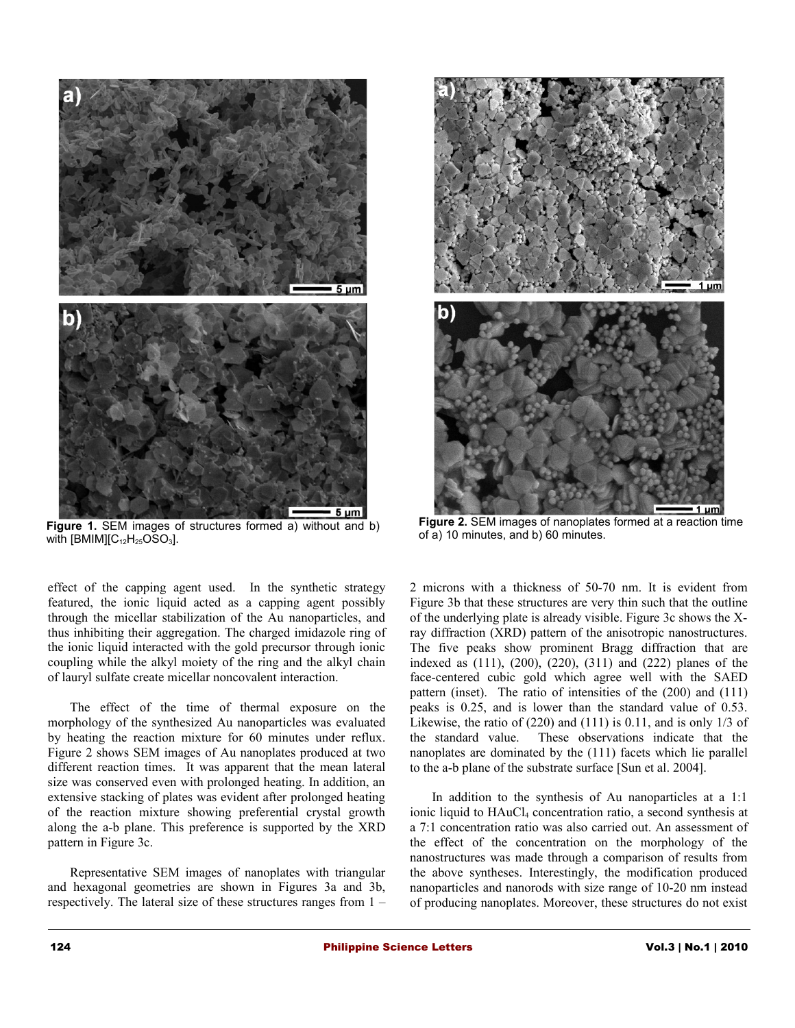Figure 1. SEM images of structures formed a) without and b) with [BMIM][$C_{12}H_{25}OSO_3$].

Figure 2. SEM images of nanoplates formed at a reaction time of a) 10 minutes, and b) 60 minutes.

effect of the capping agent used. In the synthetic strategy featured, the ionic liquid acted as a capping agent possibly through the micellar stabilization of the Au nanoparticles, and thus inhibiting their aggregation. The charged imidazole ring of the ionic liquid interacted with the gold precursor through ionic coupling while the alkyl moiety of the ring and the alkyl chain of lauryl sulfate create micellar noncovalent interaction.

The effect of the time of thermal exposure on the morphology of the synthesized Au nanoparticles was evaluated by heating the reaction mixture for 60 minutes under reflux. Figure 2 shows SEM images of Au nanoplates produced at two different reaction times. It was apparent that the mean lateral size was conserved even with prolonged heating. In addition, an extensive stacking of plates was evident after prolonged heating of the reaction mixture showing preferential crystal growth along the a-b plane. This preference is supported by the XRD pattern in Figure 3c.

Representative SEM images of nanoplates with triangular and hexagonal geometries are shown in Figures 3a and 3b, respectively. The lateral size of these structures ranges from 1 – 2 microns with a thickness of 50-70 nm. It is evident from Figure 3b that these structures are very thin such that the outline of the underlying plate is already visible. Figure 3c shows the X-ray diffraction (XRD) pattern of the anisotropic nanostructures. The five peaks show prominent Bragg diffraction that are indexed as (111), (200), (220), (311) and (222) planes of the face-centered cubic gold which agree well with the SAED pattern (inset). The ratio of intensities of the (200) and (111) peaks is 0.25, and is lower than the standard value of 0.53. Likewise, the ratio of (220) and (111) is 0.11, and is only 1/3 of the standard value. These observations indicate that the nanoplates are dominated by the (111) facets which lie parallel to the a-b plane of the substrate surface [Sun et al. 2004].

In addition to the synthesis of Au nanoparticles at a 1:1 ionic liquid to $HAuCl_4$ concentration ratio, a second synthesis at a 7:1 concentration ratio was also carried out. An assessment of the effect of the concentration on the morphology of the nanostructures was made through a comparison of results from the above syntheses. Interestingly, the modification produced nanoparticles and nanorods with size range of 10-20 nm instead of producing nanoplates. Moreover, these structures do not exist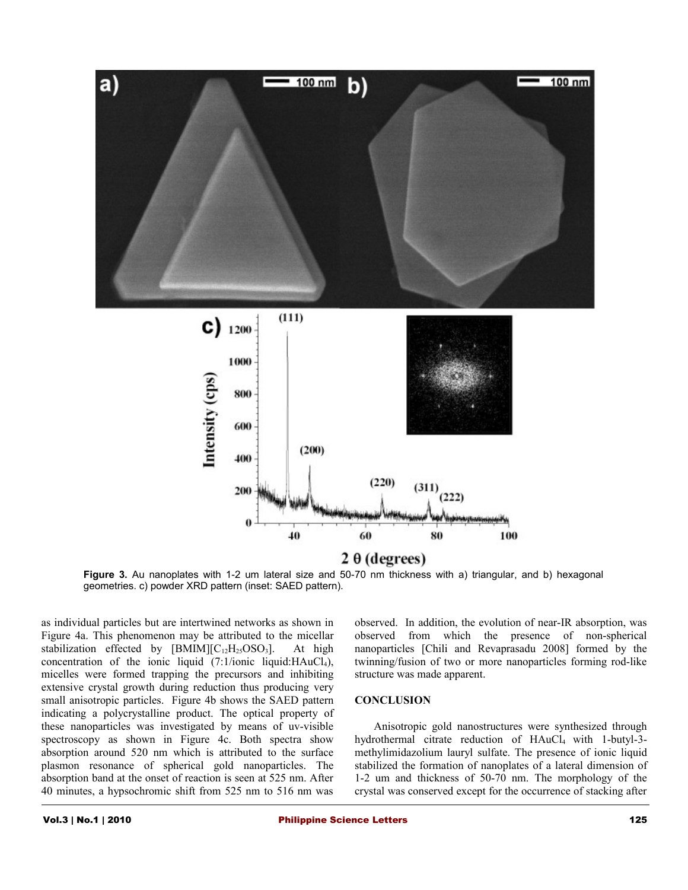Figure 3. Au nanoplates with 1-2 um lateral size and 50-70 nm thickness with a) triangular, and b) hexagonal geometries. c) powder XRD pattern (inset: SAED pattern).

as individual particles but are intertwined networks as shown in Figure 4a. This phenomenon may be attributed to the micellar stabilization effected by [BMIM][$C_{12}H_{25}OSO_3$]. At high concentration of the ionic liquid (7:1/ionic liquid:$HAuCl_4$), micelles were formed trapping the precursors and inhibiting extensive crystal growth during reduction thus producing very small anisotropic particles. Figure 4b shows the SAED pattern indicating a polycrystalline product. The optical property of these nanoparticles was investigated by means of uv-visible spectroscopy as shown in Figure 4c. Both spectra show absorption around 520 nm which is attributed to the surface plasmon resonance of spherical gold nanoparticles. The absorption band at the onset of reaction is seen at 525 nm. After 40 minutes, a hypsochromic shift from 525 nm to 516 nm was observed. In addition, the evolution of near-IR absorption, was observed from which the presence of non-spherical nanoparticles [Chili and Revaprasadu 2008] formed by the twinning/fusion of two or more nanoparticles forming rod-like structure was made apparent.

## CONCLUSION

Anisotropic gold nanostructures were synthesized through hydrothermal citrate reduction of $HAuCl_4$ with 1-butyl-3-methylimidazolium lauryl sulfate. The presence of ionic liquid stabilized the formation of nanoplates of a lateral dimension of 1-2 um and thickness of 50-70 nm. The morphology of the crystal was conserved except for the occurrence of stacking after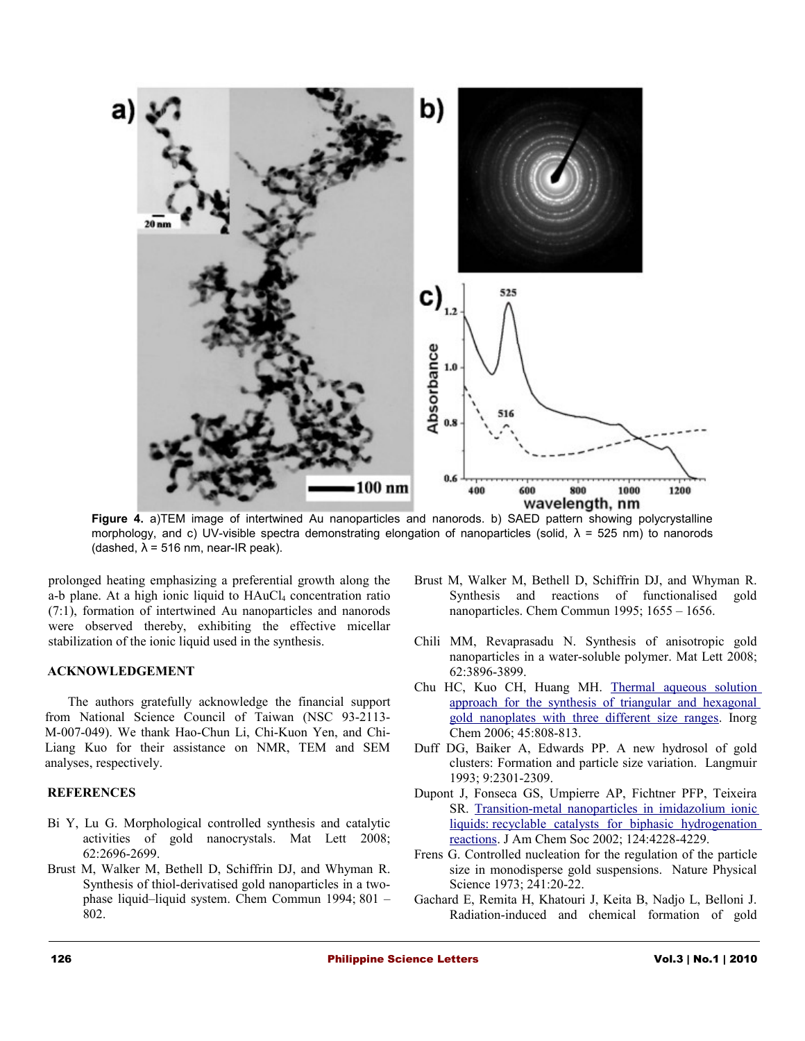Figure 4. a)TEM image of intertwined Au nanoparticles and nanorods. b) SAED pattern showing polycrystalline morphology, and c) UV-visible spectra demonstrating elongation of nanoparticles (solid, λ = 525 nm) to nanorods (dashed, λ = 516 nm, near-IR peak).

prolonged heating emphasizing a preferential growth along the a-b plane. At a high ionic liquid to $HAuCl_4$ concentration ratio (7:1), formation of intertwined Au nanoparticles and nanorods were observed thereby, exhibiting the effective micellar stabilization of the ionic liquid used in the synthesis.

## ACKNOWLEDGEMENT

The authors gratefully acknowledge the financial support from National Science Council of Taiwan (NSC 93-2113-M-007-049). We thank Hao-Chun Li, Chi-Kuon Yen, and Chi-Liang Kuo for their assistance on NMR, TEM and SEM analyses, respectively.

## REFERENCES

Bi Y, Lu G. Morphological controlled synthesis and catalytic activities of gold nanocrystals. Mat Lett 2008; 62:2696-2699.

Brust M, Walker M, Bethell D, Schiffrin DJ, and Whyman R. Synthesis of thiol-derivatised gold nanoparticles in a two-phase liquid–liquid system. Chem Commun 1994; 801 – 802.

Brust M, Walker M, Bethell D, Schiffrin DJ, and Whyman R. Synthesis and reactions of functionalised gold nanoparticles. Chem Commun 1995; 1655 – 1656.

Chili MM, Revaprasadu N. Synthesis of anisotropic gold nanoparticles in a water-soluble polymer. Mat Lett 2008; 62:3896-3899.

Chu HC, Kuo CH, Huang MH. Thermal aqueous solution approach for the synthesis of triangular and hexagonal gold nanoplates with three different size ranges. Inorg Chem 2006; 45:808-813.

Duff DG, Baiker A, Edwards PP. A new hydrosol of gold clusters: Formation and particle size variation. Langmuir 1993; 9:2301-2309.

Dupont J, Fonseca GS, Umpierre AP, Fichtner PFP, Teixeira SR. Transition-metal nanoparticles in imidazolium ionic liquids: recyclable catalysts for biphasic hydrogenation reactions. J Am Chem Soc 2002; 124:4228-4229.

Frens G. Controlled nucleation for the regulation of the particle size in monodisperse gold suspensions. Nature Physical Science 1973; 241:20-22.

Gachard E, Remita H, Khatouri J, Keita B, Nadjo L, Belloni J. Radiation-induced and chemical formation of gold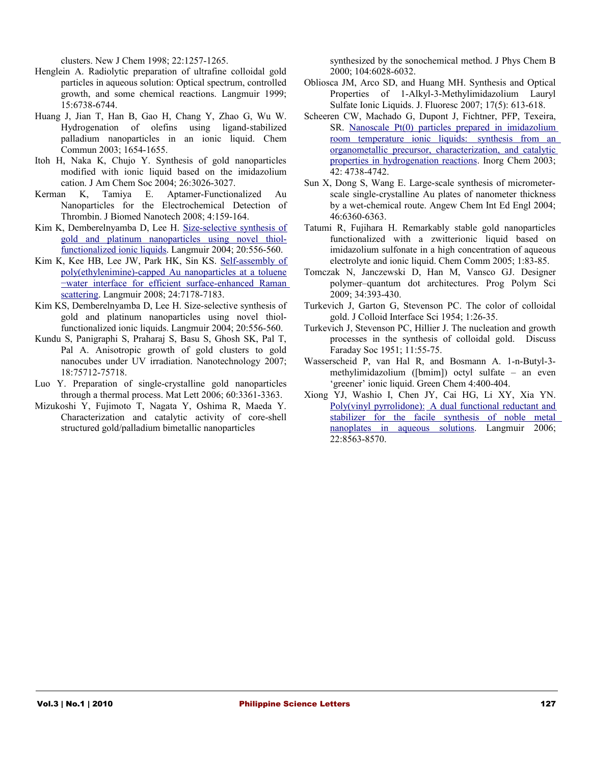clusters. New J Chem 1998; 22:1257-1265.

Henglein A. Radiolytic preparation of ultrafine colloidal gold particles in aqueous solution: Optical spectrum, controlled growth, and some chemical reactions. Langmuir 1999; 15:6738-6744.

Huang J, Jian T, Han B, Gao H, Chang Y, Zhao G, Wu W. Hydrogenation of olefins using ligand-stabilized palladium nanoparticles in an ionic liquid. Chem Commun 2003; 1654-1655.

Itoh H, Naka K, Chujo Y. Synthesis of gold nanoparticles modified with ionic liquid based on the imidazolium cation. J Am Chem Soc 2004; 26:3026-3027.

Kerman K, Tamiya E. Aptamer-Functionalized Au Nanoparticles for the Electrochemical Detection of Thrombin. J Biomed Nanotech 2008; 4:159-164.

Kim K, Demberelnyamba D, Lee H. Size-selective synthesis of gold and platinum nanoparticles using novel thiol-functionalized ionic liquids. Langmuir 2004; 20:556-560.

Kim K, Kee HB, Lee JW, Park HK, Sin KS. Self-assembly of poly(ethylenimine)-capped Au nanoparticles at a toluene−water interface for efficient surface-enhanced Raman scattering. Langmuir 2008; 24:7178-7183.

Kim KS, Demberelnyamba D, Lee H. Size-selective synthesis of gold and platinum nanoparticles using novel thiol-functionalized ionic liquids. Langmuir 2004; 20:556-560.

Kundu S, Panigraphi S, Praharaj S, Basu S, Ghosh SK, Pal T, Pal A. Anisotropic growth of gold clusters to gold nanocubes under UV irradiation. Nanotechnology 2007; 18:75712-75718.

Luo Y. Preparation of single-crystalline gold nanoparticles through a thermal process. Mat Lett 2006; 60:3361-3363.

Mizukoshi Y, Fujimoto T, Nagata Y, Oshima R, Maeda Y. Characterization and catalytic activity of core-shell structured gold/palladium bimetallic nanoparticles synthesized by the sonochemical method. J Phys Chem B 2000; 104:6028-6032.

Obliosca JM, Arco SD, and Huang MH. Synthesis and Optical Properties of 1-Alkyl-3-Methylimidazolium Lauryl Sulfate Ionic Liquids. J. Fluoresc 2007; 17(5): 613-618.

Scheeren CW, Machado G, Dupont J, Fichtner, PFP, Texeira, SR. Nanoscale Pt(0) particles prepared in imidazolium room temperature ionic liquids: synthesis from an organometallic precursor, characterization, and catalytic properties in hydrogenation reactions. Inorg Chem 2003; 42: 4738-4742.

Sun X, Dong S, Wang E. Large-scale synthesis of micrometer-scale single-crystalline Au plates of nanometer thickness by a wet-chemical route. Angew Chem Int Ed Engl 2004; 46:6360-6363.

Tatumi R, Fujihara H. Remarkably stable gold nanoparticles functionalized with a zwitterionic liquid based on imidazolium sulfonate in a high concentration of aqueous electrolyte and ionic liquid. Chem Comm 2005; 1:83-85.

Tomczak N, Janczewski D, Han M, Vansco GJ. Designer polymer–quantum dot architectures. Prog Polym Sci 2009; 34:393-430.

Turkevich J, Garton G, Stevenson PC. The color of colloidal gold. J Colloid Interface Sci 1954; 1:26-35.

Turkevich J, Stevenson PC, Hillier J. The nucleation and growth processes in the synthesis of colloidal gold. Discuss Faraday Soc 1951; 11:55-75.

Wasserscheid P, van Hal R, and Bosmann A. 1-n-Butyl-3-methylimidazolium ([bmim]) octyl sulfate – an even 'greener' ionic liquid. Green Chem 4:400-404.

Xiong YJ, Washio I, Chen JY, Cai HG, Li XY, Xia YN. Poly(vinyl pyrrolidone): A dual functional reductant and stabilizer for the facile synthesis of noble metal nanoplates in aqueous solutions. Langmuir 2006; 22:8563-8570.